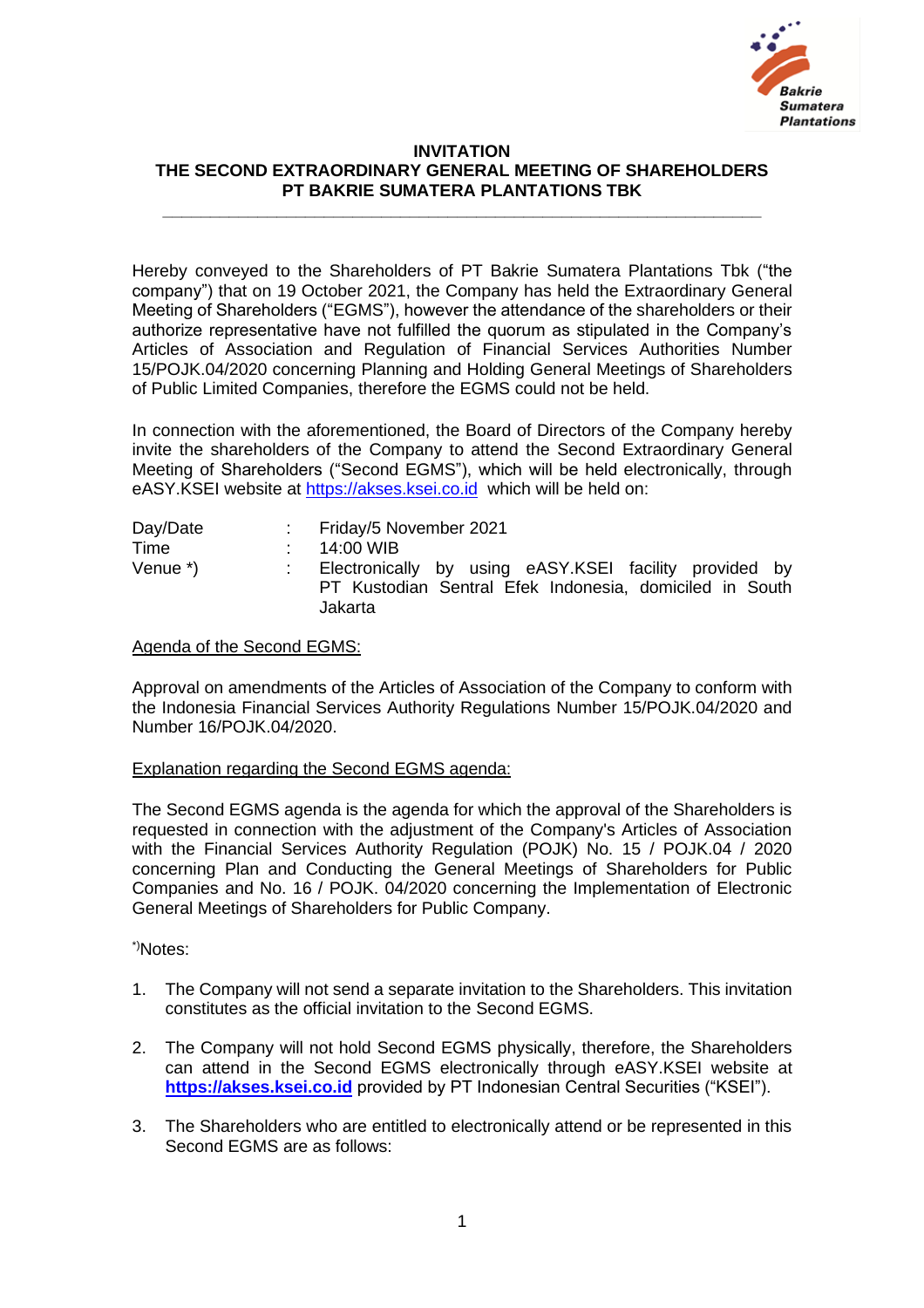# INVITATION
# THE SECOND EXTRAORDINARY GENERAL MEETING OF SHAREHOLDERS
# PT BAKRIE SUMATERA PLANTATIONS TBK

---

Hereby conveyed to the Shareholders of PT Bakrie Sumatera Plantations Tbk ("the company") that on 19 October 2021, the Company has held the Extraordinary General Meeting of Shareholders ("EGMS"), however the attendance of the shareholders or their authorize representative have not fulfilled the quorum as stipulated in the Company's Articles of Association and Regulation of Financial Services Authorities Number 15/POJK.04/2020 concerning Planning and Holding General Meetings of Shareholders of Public Limited Companies, therefore the EGMS could not be held.

In connection with the aforementioned, the Board of Directors of the Company hereby invite the shareholders of the Company to attend the Second Extraordinary General Meeting of Shareholders ("Second EGMS"), which will be held electronically, through eASY.KSEI website at https://akses.ksei.co.id which will be held on:

| | | |
|---|---|---|
| Day/Date | : | Friday/5 November 2021 |
| Time | : | 14:00 WIB |
| Venue *) | : | Electronically by using eASY.KSEI facility provided by PT Kustodian Sentral Efek Indonesia, domiciled in South Jakarta |

<u>Agenda of the Second EGMS:</u>

Approval on amendments of the Articles of Association of the Company to conform with the Indonesia Financial Services Authority Regulations Number 15/POJK.04/2020 and Number 16/POJK.04/2020.

<u>Explanation regarding the Second EGMS agenda:</u>

The Second EGMS agenda is the agenda for which the approval of the Shareholders is requested in connection with the adjustment of the Company's Articles of Association with the Financial Services Authority Regulation (POJK) No. 15 / POJK.04 / 2020 concerning Plan and Conducting the General Meetings of Shareholders for Public Companies and No. 16 / POJK. 04/2020 concerning the Implementation of Electronic General Meetings of Shareholders for Public Company.

*) Notes:

1. The Company will not send a separate invitation to the Shareholders. This invitation constitutes as the official invitation to the Second EGMS.

2. The Company will not hold Second EGMS physically, therefore, the Shareholders can attend in the Second EGMS electronically through eASY.KSEI website at **https://akses.ksei.co.id** provided by PT Indonesian Central Securities ("KSEI").

3. The Shareholders who are entitled to electronically attend or be represented in this Second EGMS are as follows: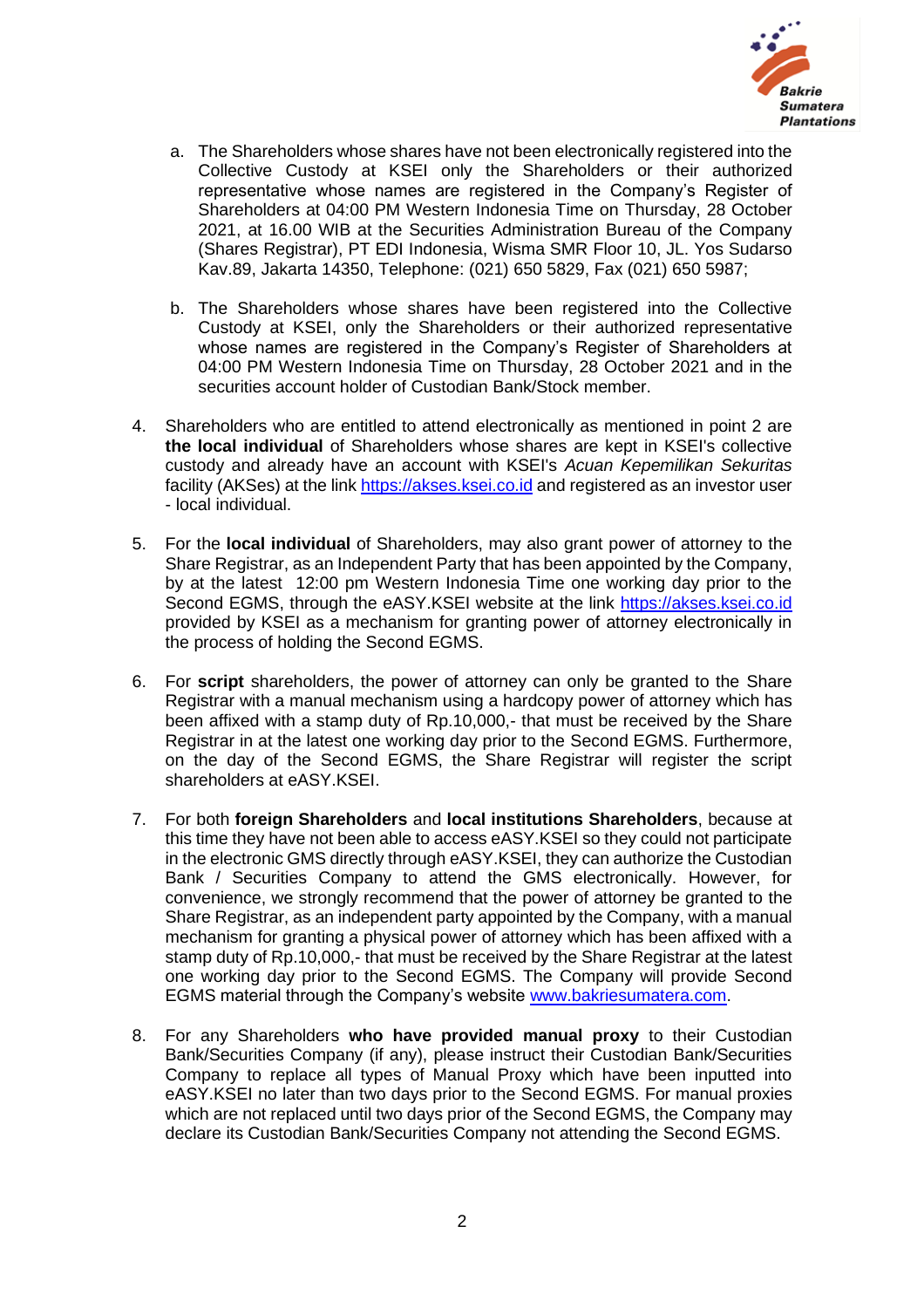a. The Shareholders whose shares have not been electronically registered into the Collective Custody at KSEI only the Shareholders or their authorized representative whose names are registered in the Company's Register of Shareholders at 04:00 PM Western Indonesia Time on Thursday, 28 October 2021, at 16.00 WIB at the Securities Administration Bureau of the Company (Shares Registrar), PT EDI Indonesia, Wisma SMR Floor 10, JL. Yos Sudarso Kav.89, Jakarta 14350, Telephone: (021) 650 5829, Fax (021) 650 5987;

b. The Shareholders whose shares have been registered into the Collective Custody at KSEI, only the Shareholders or their authorized representative whose names are registered in the Company's Register of Shareholders at 04:00 PM Western Indonesia Time on Thursday, 28 October 2021 and in the securities account holder of Custodian Bank/Stock member.

4. Shareholders who are entitled to attend electronically as mentioned in point 2 are **the local individual** of Shareholders whose shares are kept in KSEI's collective custody and already have an account with KSEI's *Acuan Kepemilikan Sekuritas* facility (AKSes) at the link https://akses.ksei.co.id and registered as an investor user - local individual.

5. For the **local individual** of Shareholders, may also grant power of attorney to the Share Registrar, as an Independent Party that has been appointed by the Company, by at the latest 12:00 pm Western Indonesia Time one working day prior to the Second EGMS, through the eASY.KSEI website at the link https://akses.ksei.co.id provided by KSEI as a mechanism for granting power of attorney electronically in the process of holding the Second EGMS.

6. For **script** shareholders, the power of attorney can only be granted to the Share Registrar with a manual mechanism using a hardcopy power of attorney which has been affixed with a stamp duty of Rp.10,000,- that must be received by the Share Registrar in at the latest one working day prior to the Second EGMS. Furthermore, on the day of the Second EGMS, the Share Registrar will register the script shareholders at eASY.KSEI.

7. For both **foreign Shareholders** and **local institutions Shareholders**, because at this time they have not been able to access eASY.KSEI so they could not participate in the electronic GMS directly through eASY.KSEI, they can authorize the Custodian Bank / Securities Company to attend the GMS electronically. However, for convenience, we strongly recommend that the power of attorney be granted to the Share Registrar, as an independent party appointed by the Company, with a manual mechanism for granting a physical power of attorney which has been affixed with a stamp duty of Rp.10,000,- that must be received by the Share Registrar at the latest one working day prior to the Second EGMS. The Company will provide Second EGMS material through the Company's website www.bakriesumatera.com.

8. For any Shareholders **who have provided manual proxy** to their Custodian Bank/Securities Company (if any), please instruct their Custodian Bank/Securities Company to replace all types of Manual Proxy which have been inputted into eASY.KSEI no later than two days prior to the Second EGMS. For manual proxies which are not replaced until two days prior of the Second EGMS, the Company may declare its Custodian Bank/Securities Company not attending the Second EGMS.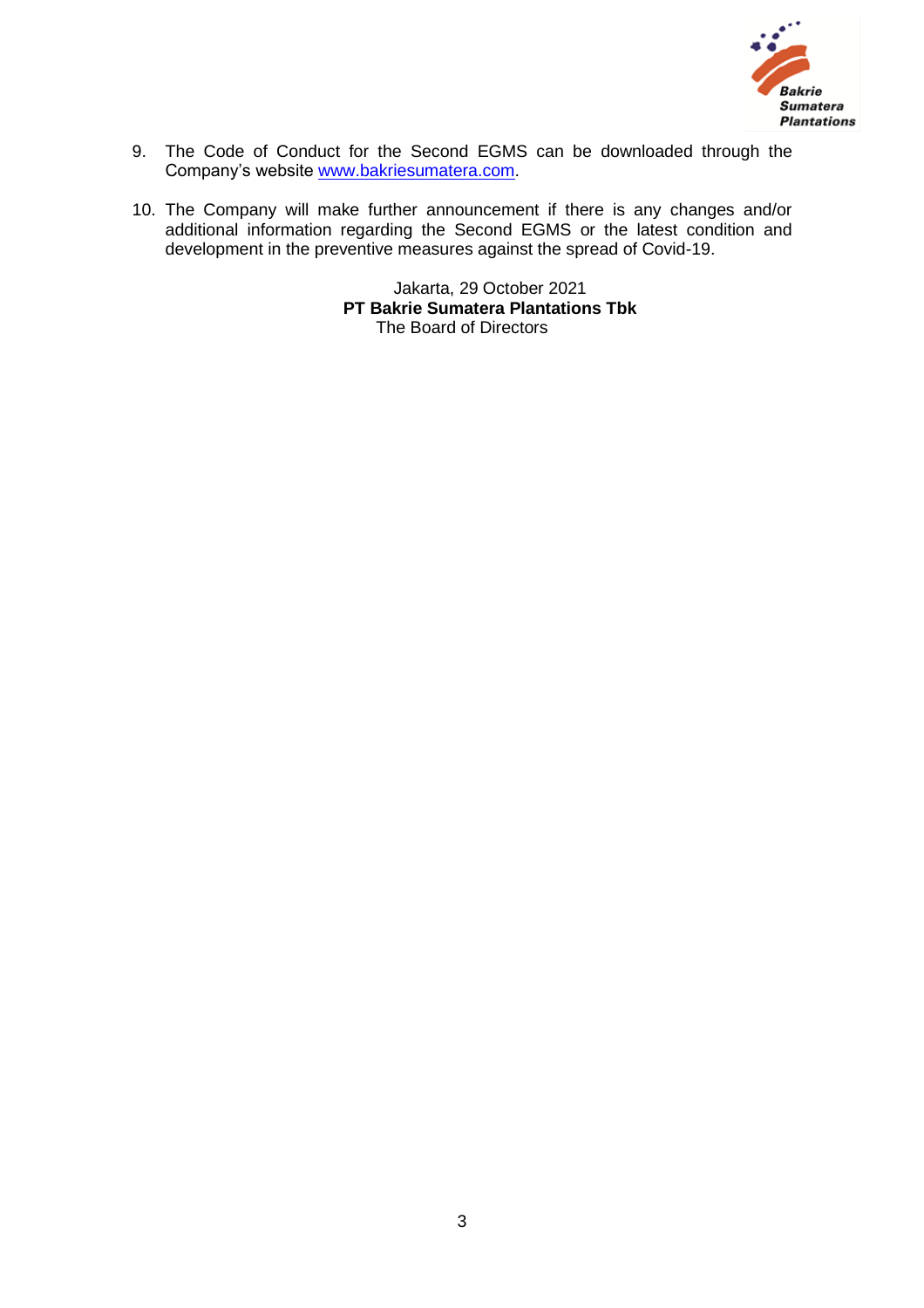9. The Code of Conduct for the Second EGMS can be downloaded through the Company's website www.bakriesumatera.com.

10. The Company will make further announcement if there is any changes and/or additional information regarding the Second EGMS or the latest condition and development in the preventive measures against the spread of Covid-19.

Jakarta, 29 October 2021
**PT Bakrie Sumatera Plantations Tbk**
The Board of Directors